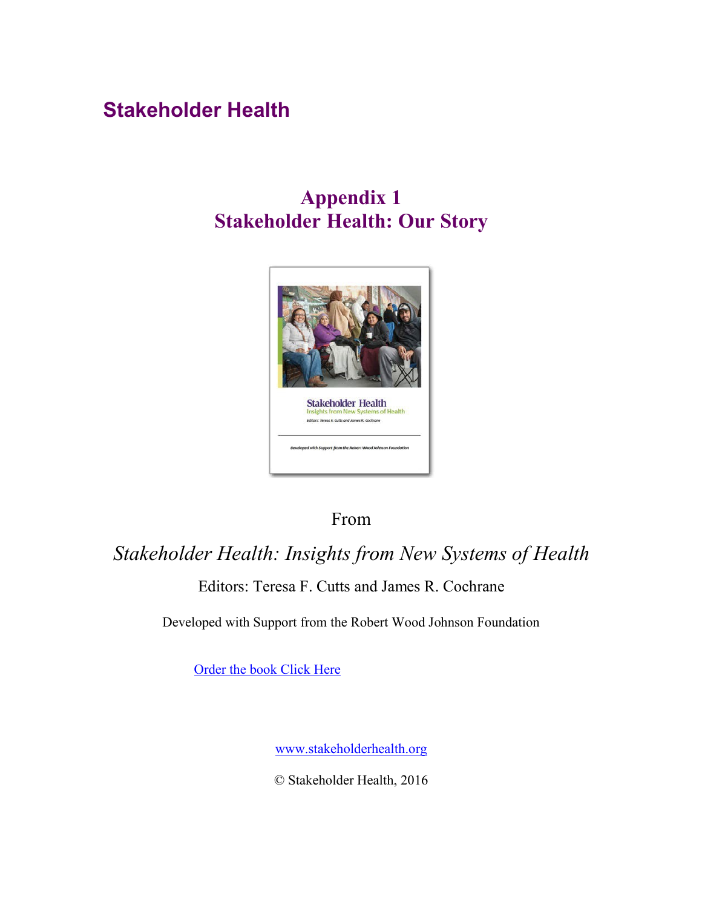# Stakeholder Health

## Appendix 1
## Stakeholder Health: Our Story

From

*Stakeholder Health: Insights from New Systems of Health*

Editors: Teresa F. Cutts and James R. Cochrane

Developed with Support from the Robert Wood Johnson Foundation

Order the book Click Here

www.stakeholderhealth.org

© Stakeholder Health, 2016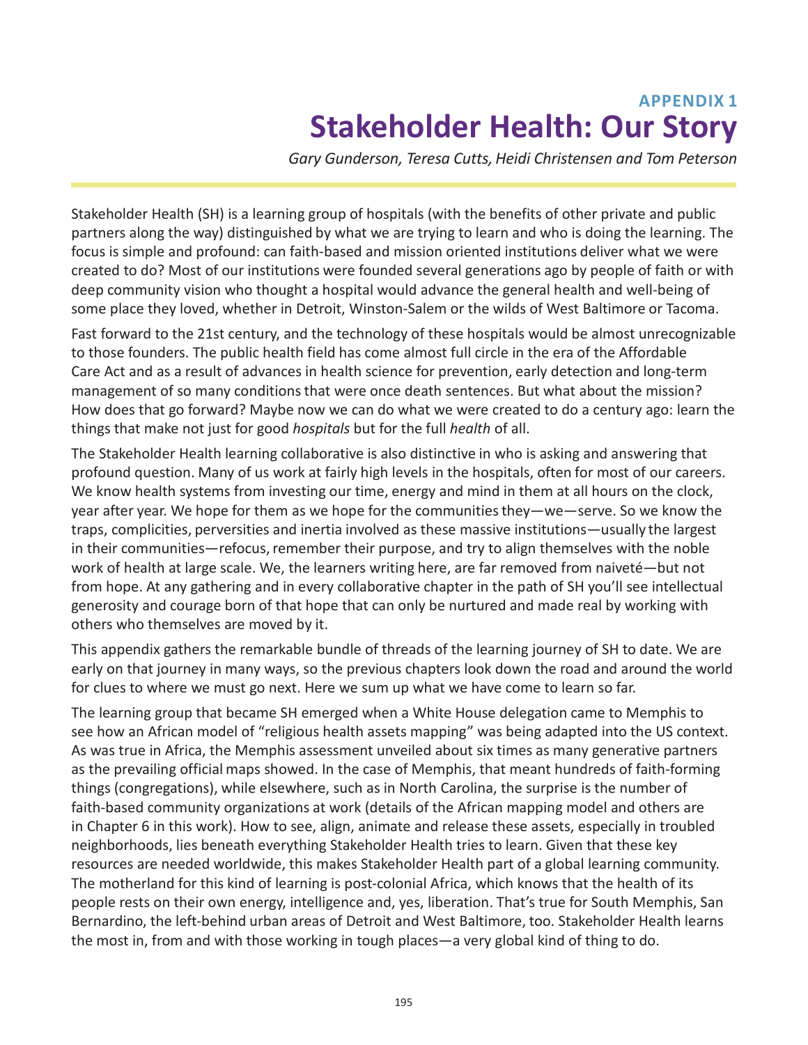## APPENDIX 1

# Stakeholder Health: Our Story

*Gary Gunderson, Teresa Cutts, Heidi Christensen and Tom Peterson*

Stakeholder Health (SH) is a learning group of hospitals (with the benefits of other private and public partners along the way) distinguished by what we are trying to learn and who is doing the learning. The focus is simple and profound: can faith-based and mission oriented institutions deliver what we were created to do? Most of our institutions were founded several generations ago by people of faith or with deep community vision who thought a hospital would advance the general health and well-being of some place they loved, whether in Detroit, Winston-Salem or the wilds of West Baltimore or Tacoma.

Fast forward to the 21st century, and the technology of these hospitals would be almost unrecognizable to those founders. The public health field has come almost full circle in the era of the Affordable Care Act and as a result of advances in health science for prevention, early detection and long-term management of so many conditions that were once death sentences. But what about the mission? How does that go forward? Maybe now we can do what we were created to do a century ago: learn the things that make not just for good *hospitals* but for the full *health* of all.

The Stakeholder Health learning collaborative is also distinctive in who is asking and answering that profound question. Many of us work at fairly high levels in the hospitals, often for most of our careers. We know health systems from investing our time, energy and mind in them at all hours on the clock, year after year. We hope for them as we hope for the communities they—we—serve. So we know the traps, complicities, perversities and inertia involved as these massive institutions—usually the largest in their communities—refocus, remember their purpose, and try to align themselves with the noble work of health at large scale. We, the learners writing here, are far removed from naiveté—but not from hope. At any gathering and in every collaborative chapter in the path of SH you'll see intellectual generosity and courage born of that hope that can only be nurtured and made real by working with others who themselves are moved by it.

This appendix gathers the remarkable bundle of threads of the learning journey of SH to date. We are early on that journey in many ways, so the previous chapters look down the road and around the world for clues to where we must go next. Here we sum up what we have come to learn so far.

The learning group that became SH emerged when a White House delegation came to Memphis to see how an African model of "religious health assets mapping" was being adapted into the US context. As was true in Africa, the Memphis assessment unveiled about six times as many generative partners as the prevailing official maps showed. In the case of Memphis, that meant hundreds of faith-forming things (congregations), while elsewhere, such as in North Carolina, the surprise is the number of faith-based community organizations at work (details of the African mapping model and others are in Chapter 6 in this work). How to see, align, animate and release these assets, especially in troubled neighborhoods, lies beneath everything Stakeholder Health tries to learn. Given that these key resources are needed worldwide, this makes Stakeholder Health part of a global learning community. The motherland for this kind of learning is post-colonial Africa, which knows that the health of its people rests on their own energy, intelligence and, yes, liberation. That's true for South Memphis, San Bernardino, the left-behind urban areas of Detroit and West Baltimore, too. Stakeholder Health learns the most in, from and with those working in tough places—a very global kind of thing to do.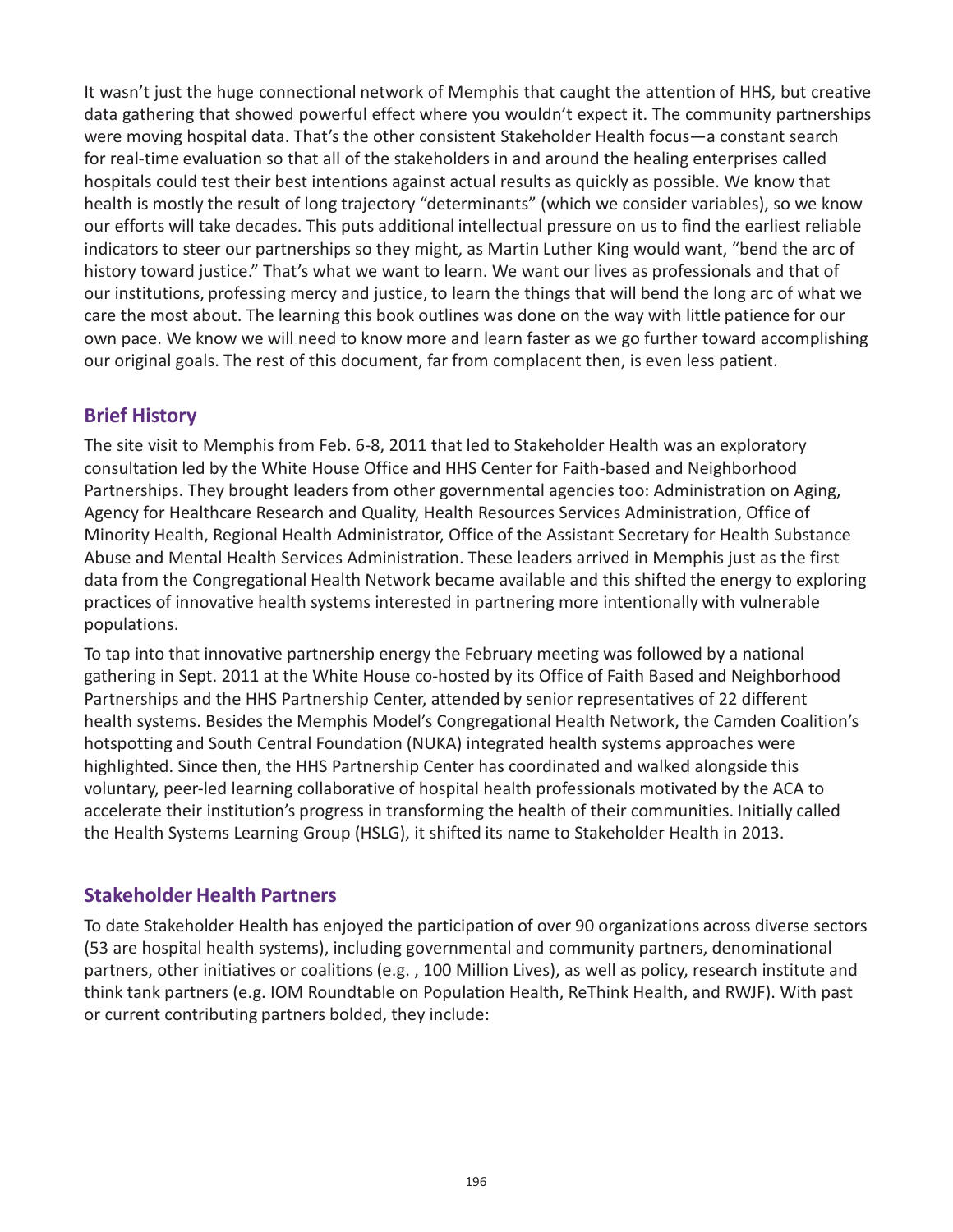It wasn't just the huge connectional network of Memphis that caught the attention of HHS, but creative data gathering that showed powerful effect where you wouldn't expect it. The community partnerships were moving hospital data. That's the other consistent Stakeholder Health focus—a constant search for real-time evaluation so that all of the stakeholders in and around the healing enterprises called hospitals could test their best intentions against actual results as quickly as possible. We know that health is mostly the result of long trajectory "determinants" (which we consider variables), so we know our efforts will take decades. This puts additional intellectual pressure on us to find the earliest reliable indicators to steer our partnerships so they might, as Martin Luther King would want, "bend the arc of history toward justice." That's what we want to learn. We want our lives as professionals and that of our institutions, professing mercy and justice, to learn the things that will bend the long arc of what we care the most about. The learning this book outlines was done on the way with little patience for our own pace. We know we will need to know more and learn faster as we go further toward accomplishing our original goals. The rest of this document, far from complacent then, is even less patient.

## Brief History

The site visit to Memphis from Feb. 6-8, 2011 that led to Stakeholder Health was an exploratory consultation led by the White House Office and HHS Center for Faith-based and Neighborhood Partnerships. They brought leaders from other governmental agencies too: Administration on Aging, Agency for Healthcare Research and Quality, Health Resources Services Administration, Office of Minority Health, Regional Health Administrator, Office of the Assistant Secretary for Health Substance Abuse and Mental Health Services Administration. These leaders arrived in Memphis just as the first data from the Congregational Health Network became available and this shifted the energy to exploring practices of innovative health systems interested in partnering more intentionally with vulnerable populations.

To tap into that innovative partnership energy the February meeting was followed by a national gathering in Sept. 2011 at the White House co-hosted by its Office of Faith Based and Neighborhood Partnerships and the HHS Partnership Center, attended by senior representatives of 22 different health systems. Besides the Memphis Model's Congregational Health Network, the Camden Coalition's hotspotting and South Central Foundation (NUKA) integrated health systems approaches were highlighted. Since then, the HHS Partnership Center has coordinated and walked alongside this voluntary, peer-led learning collaborative of hospital health professionals motivated by the ACA to accelerate their institution's progress in transforming the health of their communities. Initially called the Health Systems Learning Group (HSLG), it shifted its name to Stakeholder Health in 2013.

## Stakeholder Health Partners

To date Stakeholder Health has enjoyed the participation of over 90 organizations across diverse sectors (53 are hospital health systems), including governmental and community partners, denominational partners, other initiatives or coalitions (e.g. , 100 Million Lives), as well as policy, research institute and think tank partners (e.g. IOM Roundtable on Population Health, ReThink Health, and RWJF). With past or current contributing partners bolded, they include: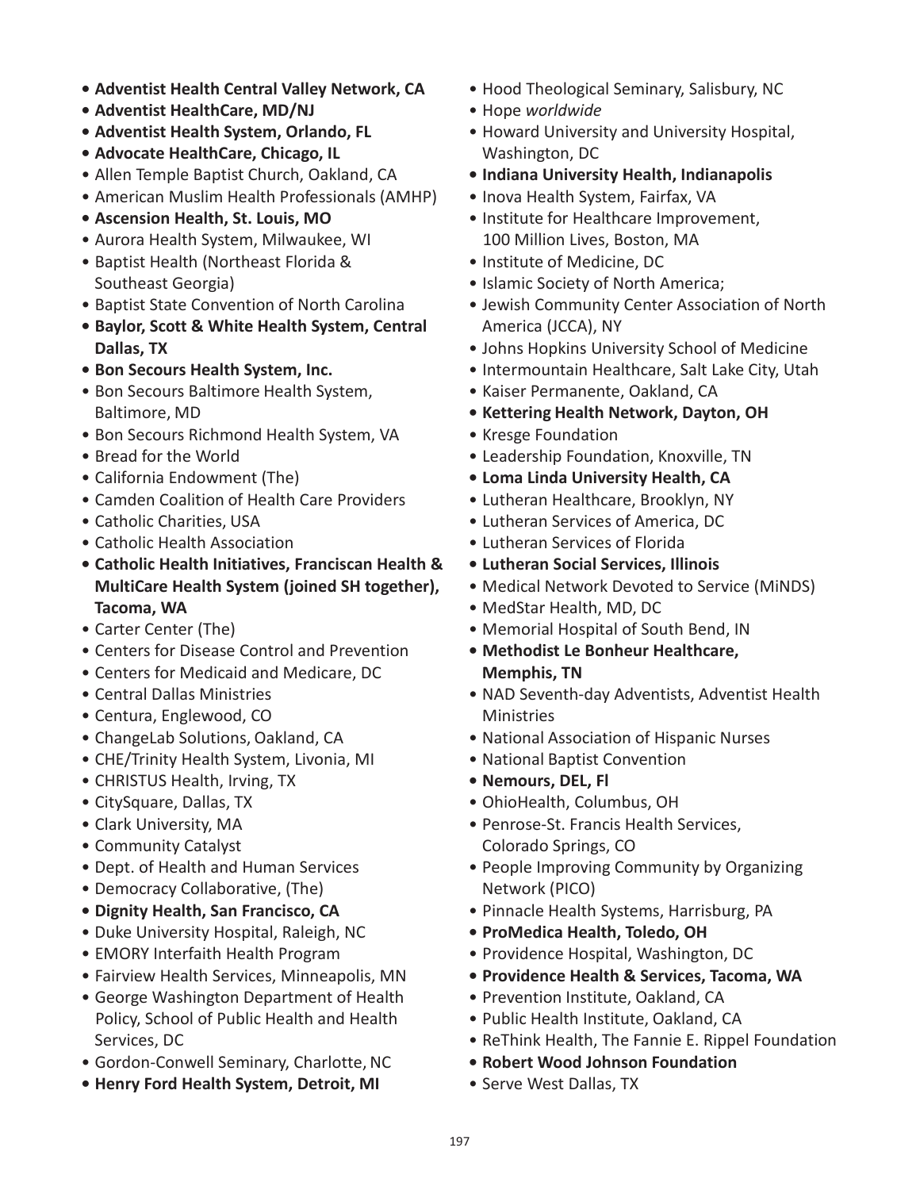- **Adventist Health Central Valley Network, CA**
- **Adventist HealthCare, MD/NJ**
- **Adventist Health System, Orlando, FL**
- **Advocate HealthCare, Chicago, IL**
- Allen Temple Baptist Church, Oakland, CA
- American Muslim Health Professionals (AMHP)
- **Ascension Health, St. Louis, MO**
- Aurora Health System, Milwaukee, WI
- Baptist Health (Northeast Florida & Southeast Georgia)
- Baptist State Convention of North Carolina
- **Baylor, Scott & White Health System, Central Dallas, TX**
- **Bon Secours Health System, Inc.**
- Bon Secours Baltimore Health System, Baltimore, MD
- Bon Secours Richmond Health System, VA
- Bread for the World
- California Endowment (The)
- Camden Coalition of Health Care Providers
- Catholic Charities, USA
- Catholic Health Association
- **Catholic Health Initiatives, Franciscan Health & MultiCare Health System (joined SH together), Tacoma, WA**
- Carter Center (The)
- Centers for Disease Control and Prevention
- Centers for Medicaid and Medicare, DC
- Central Dallas Ministries
- Centura, Englewood, CO
- ChangeLab Solutions, Oakland, CA
- CHE/Trinity Health System, Livonia, MI
- CHRISTUS Health, Irving, TX
- CitySquare, Dallas, TX
- Clark University, MA
- Community Catalyst
- Dept. of Health and Human Services
- Democracy Collaborative, (The)
- **Dignity Health, San Francisco, CA**
- Duke University Hospital, Raleigh, NC
- EMORY Interfaith Health Program
- Fairview Health Services, Minneapolis, MN
- George Washington Department of Health Policy, School of Public Health and Health Services, DC
- Gordon-Conwell Seminary, Charlotte, NC
- **Henry Ford Health System, Detroit, MI**
- Hood Theological Seminary, Salisbury, NC
- Hope *worldwide*
- Howard University and University Hospital, Washington, DC
- **Indiana University Health, Indianapolis**
- Inova Health System, Fairfax, VA
- Institute for Healthcare Improvement, 100 Million Lives, Boston, MA
- Institute of Medicine, DC
- Islamic Society of North America;
- Jewish Community Center Association of North America (JCCA), NY
- Johns Hopkins University School of Medicine
- Intermountain Healthcare, Salt Lake City, Utah
- Kaiser Permanente, Oakland, CA
- **Kettering Health Network, Dayton, OH**
- Kresge Foundation
- Leadership Foundation, Knoxville, TN
- **Loma Linda University Health, CA**
- Lutheran Healthcare, Brooklyn, NY
- Lutheran Services of America, DC
- Lutheran Services of Florida
- **Lutheran Social Services, Illinois**
- Medical Network Devoted to Service (MiNDS)
- MedStar Health, MD, DC
- Memorial Hospital of South Bend, IN
- **Methodist Le Bonheur Healthcare, Memphis, TN**
- NAD Seventh-day Adventists, Adventist Health Ministries
- National Association of Hispanic Nurses
- National Baptist Convention
- **Nemours, DEL, Fl**
- OhioHealth, Columbus, OH
- Penrose-St. Francis Health Services, Colorado Springs, CO
- People Improving Community by Organizing Network (PICO)
- Pinnacle Health Systems, Harrisburg, PA
- **ProMedica Health, Toledo, OH**
- Providence Hospital, Washington, DC
- **Providence Health & Services, Tacoma, WA**
- Prevention Institute, Oakland, CA
- Public Health Institute, Oakland, CA
- ReThink Health, The Fannie E. Rippel Foundation
- **Robert Wood Johnson Foundation**
- Serve West Dallas, TX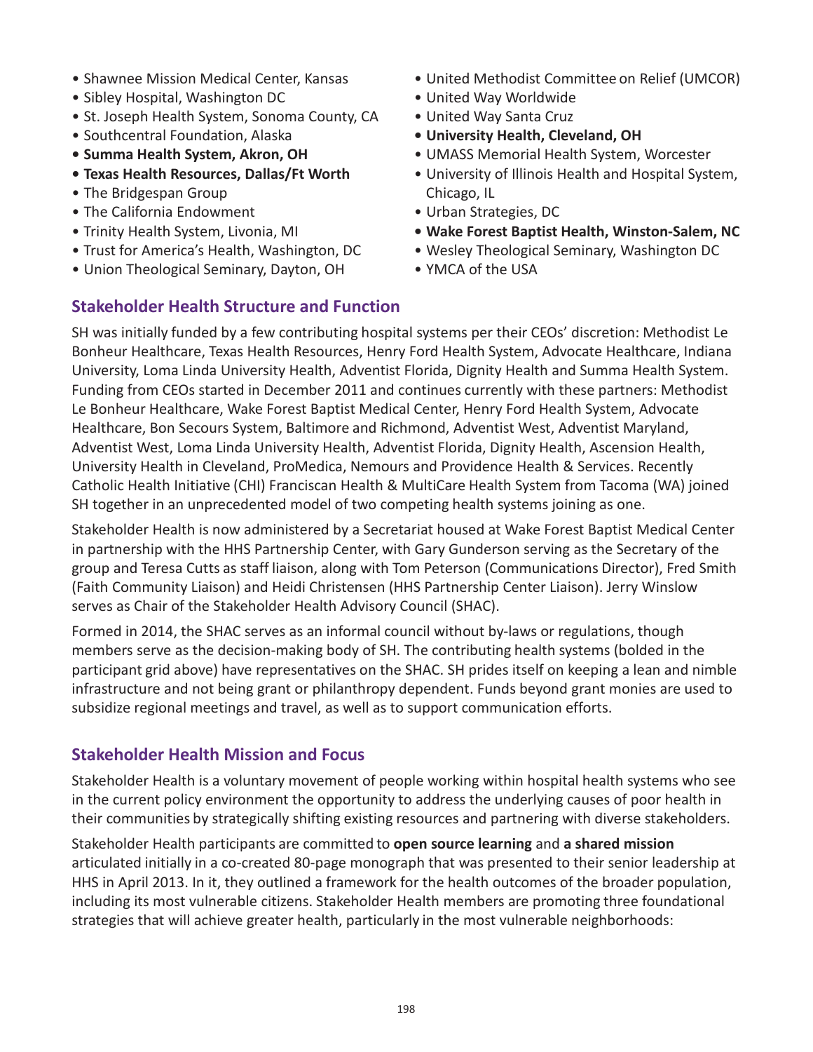- Shawnee Mission Medical Center, Kansas
- Sibley Hospital, Washington DC
- St. Joseph Health System, Sonoma County, CA
- Southcentral Foundation, Alaska
- **Summa Health System, Akron, OH**
- **Texas Health Resources, Dallas/Ft Worth**
- The Bridgespan Group
- The California Endowment
- Trinity Health System, Livonia, MI
- Trust for America's Health, Washington, DC
- Union Theological Seminary, Dayton, OH
- United Methodist Committee on Relief (UMCOR)
- United Way Worldwide
- United Way Santa Cruz
- **University Health, Cleveland, OH**
- UMASS Memorial Health System, Worcester
- University of Illinois Health and Hospital System, Chicago, IL
- Urban Strategies, DC
- **Wake Forest Baptist Health, Winston-Salem, NC**
- Wesley Theological Seminary, Washington DC
- YMCA of the USA

## Stakeholder Health Structure and Function

SH was initially funded by a few contributing hospital systems per their CEOs' discretion: Methodist Le Bonheur Healthcare, Texas Health Resources, Henry Ford Health System, Advocate Healthcare, Indiana University, Loma Linda University Health, Adventist Florida, Dignity Health and Summa Health System. Funding from CEOs started in December 2011 and continues currently with these partners: Methodist Le Bonheur Healthcare, Wake Forest Baptist Medical Center, Henry Ford Health System, Advocate Healthcare, Bon Secours System, Baltimore and Richmond, Adventist West, Adventist Maryland, Adventist West, Loma Linda University Health, Adventist Florida, Dignity Health, Ascension Health, University Health in Cleveland, ProMedica, Nemours and Providence Health & Services. Recently Catholic Health Initiative (CHI) Franciscan Health & MultiCare Health System from Tacoma (WA) joined SH together in an unprecedented model of two competing health systems joining as one.

Stakeholder Health is now administered by a Secretariat housed at Wake Forest Baptist Medical Center in partnership with the HHS Partnership Center, with Gary Gunderson serving as the Secretary of the group and Teresa Cutts as staff liaison, along with Tom Peterson (Communications Director), Fred Smith (Faith Community Liaison) and Heidi Christensen (HHS Partnership Center Liaison). Jerry Winslow serves as Chair of the Stakeholder Health Advisory Council (SHAC).

Formed in 2014, the SHAC serves as an informal council without by-laws or regulations, though members serve as the decision-making body of SH. The contributing health systems (bolded in the participant grid above) have representatives on the SHAC. SH prides itself on keeping a lean and nimble infrastructure and not being grant or philanthropy dependent. Funds beyond grant monies are used to subsidize regional meetings and travel, as well as to support communication efforts.

## Stakeholder Health Mission and Focus

Stakeholder Health is a voluntary movement of people working within hospital health systems who see in the current policy environment the opportunity to address the underlying causes of poor health in their communities by strategically shifting existing resources and partnering with diverse stakeholders.

Stakeholder Health participants are committed to **open source learning** and **a shared mission** articulated initially in a co-created 80-page monograph that was presented to their senior leadership at HHS in April 2013. In it, they outlined a framework for the health outcomes of the broader population, including its most vulnerable citizens. Stakeholder Health members are promoting three foundational strategies that will achieve greater health, particularly in the most vulnerable neighborhoods: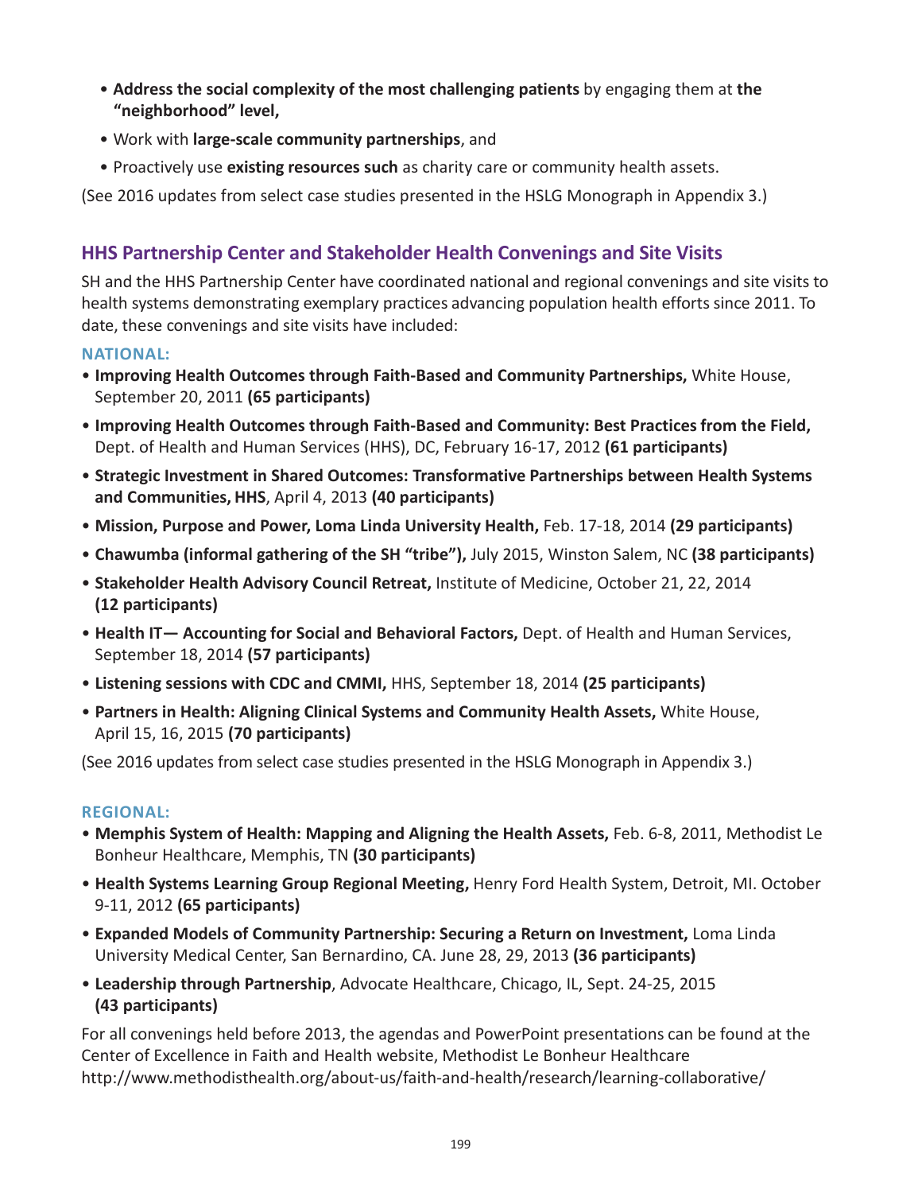- **Address the social complexity of the most challenging patients** by engaging them at **the "neighborhood" level,**
- Work with **large-scale community partnerships**, and
- Proactively use **existing resources such** as charity care or community health assets.

(See 2016 updates from select case studies presented in the HSLG Monograph in Appendix 3.)

## HHS Partnership Center and Stakeholder Health Convenings and Site Visits

SH and the HHS Partnership Center have coordinated national and regional convenings and site visits to health systems demonstrating exemplary practices advancing population health efforts since 2011. To date, these convenings and site visits have included:

### NATIONAL:

- **Improving Health Outcomes through Faith-Based and Community Partnerships,** White House, September 20, 2011 **(65 participants)**
- **Improving Health Outcomes through Faith-Based and Community: Best Practices from the Field,** Dept. of Health and Human Services (HHS), DC, February 16-17, 2012 **(61 participants)**
- **Strategic Investment in Shared Outcomes: Transformative Partnerships between Health Systems and Communities, HHS**, April 4, 2013 **(40 participants)**
- **Mission, Purpose and Power, Loma Linda University Health,** Feb. 17-18, 2014 **(29 participants)**
- **Chawumba (informal gathering of the SH "tribe"),** July 2015, Winston Salem, NC **(38 participants)**
- **Stakeholder Health Advisory Council Retreat,** Institute of Medicine, October 21, 22, 2014 **(12 participants)**
- **Health IT— Accounting for Social and Behavioral Factors,** Dept. of Health and Human Services, September 18, 2014 **(57 participants)**
- **Listening sessions with CDC and CMMI,** HHS, September 18, 2014 **(25 participants)**
- **Partners in Health: Aligning Clinical Systems and Community Health Assets,** White House, April 15, 16, 2015 **(70 participants)**

(See 2016 updates from select case studies presented in the HSLG Monograph in Appendix 3.)

### REGIONAL:

- **Memphis System of Health: Mapping and Aligning the Health Assets,** Feb. 6-8, 2011, Methodist Le Bonheur Healthcare, Memphis, TN **(30 participants)**
- **Health Systems Learning Group Regional Meeting,** Henry Ford Health System, Detroit, MI. October 9-11, 2012 **(65 participants)**
- **Expanded Models of Community Partnership: Securing a Return on Investment,** Loma Linda University Medical Center, San Bernardino, CA. June 28, 29, 2013 **(36 participants)**
- **Leadership through Partnership**, Advocate Healthcare, Chicago, IL, Sept. 24-25, 2015 **(43 participants)**

For all convenings held before 2013, the agendas and PowerPoint presentations can be found at the Center of Excellence in Faith and Health website, Methodist Le Bonheur Healthcare http://www.methodisthealth.org/about-us/faith-and-health/research/learning-collaborative/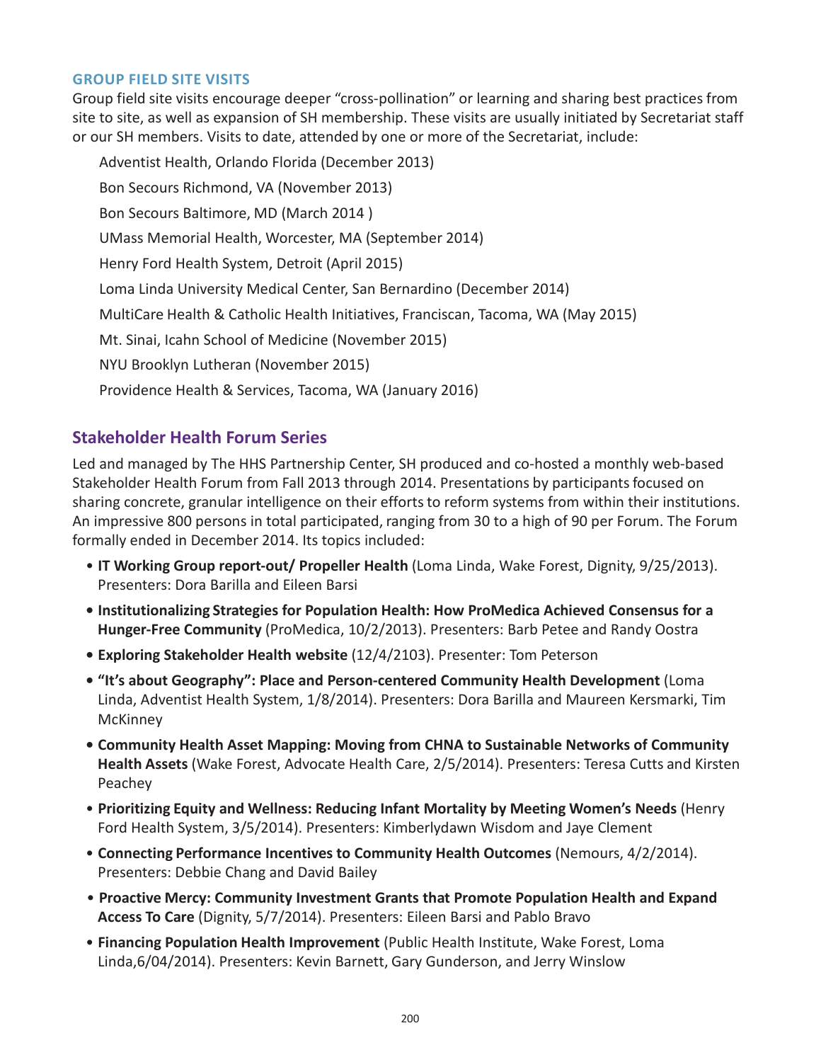### GROUP FIELD SITE VISITS

Group field site visits encourage deeper "cross-pollination" or learning and sharing best practices from site to site, as well as expansion of SH membership. These visits are usually initiated by Secretariat staff or our SH members. Visits to date, attended by one or more of the Secretariat, include:

Adventist Health, Orlando Florida (December 2013)

Bon Secours Richmond, VA (November 2013)

Bon Secours Baltimore, MD (March 2014 )

UMass Memorial Health, Worcester, MA (September 2014)

Henry Ford Health System, Detroit (April 2015)

Loma Linda University Medical Center, San Bernardino (December 2014)

MultiCare Health & Catholic Health Initiatives, Franciscan, Tacoma, WA (May 2015)

Mt. Sinai, Icahn School of Medicine (November 2015)

NYU Brooklyn Lutheran (November 2015)

Providence Health & Services, Tacoma, WA (January 2016)

## Stakeholder Health Forum Series

Led and managed by The HHS Partnership Center, SH produced and co-hosted a monthly web-based Stakeholder Health Forum from Fall 2013 through 2014. Presentations by participants focused on sharing concrete, granular intelligence on their efforts to reform systems from within their institutions. An impressive 800 persons in total participated, ranging from 30 to a high of 90 per Forum. The Forum formally ended in December 2014. Its topics included:

- **IT Working Group report-out/ Propeller Health** (Loma Linda, Wake Forest, Dignity, 9/25/2013). Presenters: Dora Barilla and Eileen Barsi
- **Institutionalizing Strategies for Population Health: How ProMedica Achieved Consensus for a Hunger-Free Community** (ProMedica, 10/2/2013). Presenters: Barb Petee and Randy Oostra
- **Exploring Stakeholder Health website** (12/4/2103). Presenter: Tom Peterson
- **"It's about Geography": Place and Person-centered Community Health Development** (Loma Linda, Adventist Health System, 1/8/2014). Presenters: Dora Barilla and Maureen Kersmarki, Tim McKinney
- **Community Health Asset Mapping: Moving from CHNA to Sustainable Networks of Community Health Assets** (Wake Forest, Advocate Health Care, 2/5/2014). Presenters: Teresa Cutts and Kirsten Peachey
- **Prioritizing Equity and Wellness: Reducing Infant Mortality by Meeting Women's Needs** (Henry Ford Health System, 3/5/2014). Presenters: Kimberlydawn Wisdom and Jaye Clement
- **Connecting Performance Incentives to Community Health Outcomes** (Nemours, 4/2/2014). Presenters: Debbie Chang and David Bailey
- **Proactive Mercy: Community Investment Grants that Promote Population Health and Expand Access To Care** (Dignity, 5/7/2014). Presenters: Eileen Barsi and Pablo Bravo
- **Financing Population Health Improvement** (Public Health Institute, Wake Forest, Loma Linda,6/04/2014). Presenters: Kevin Barnett, Gary Gunderson, and Jerry Winslow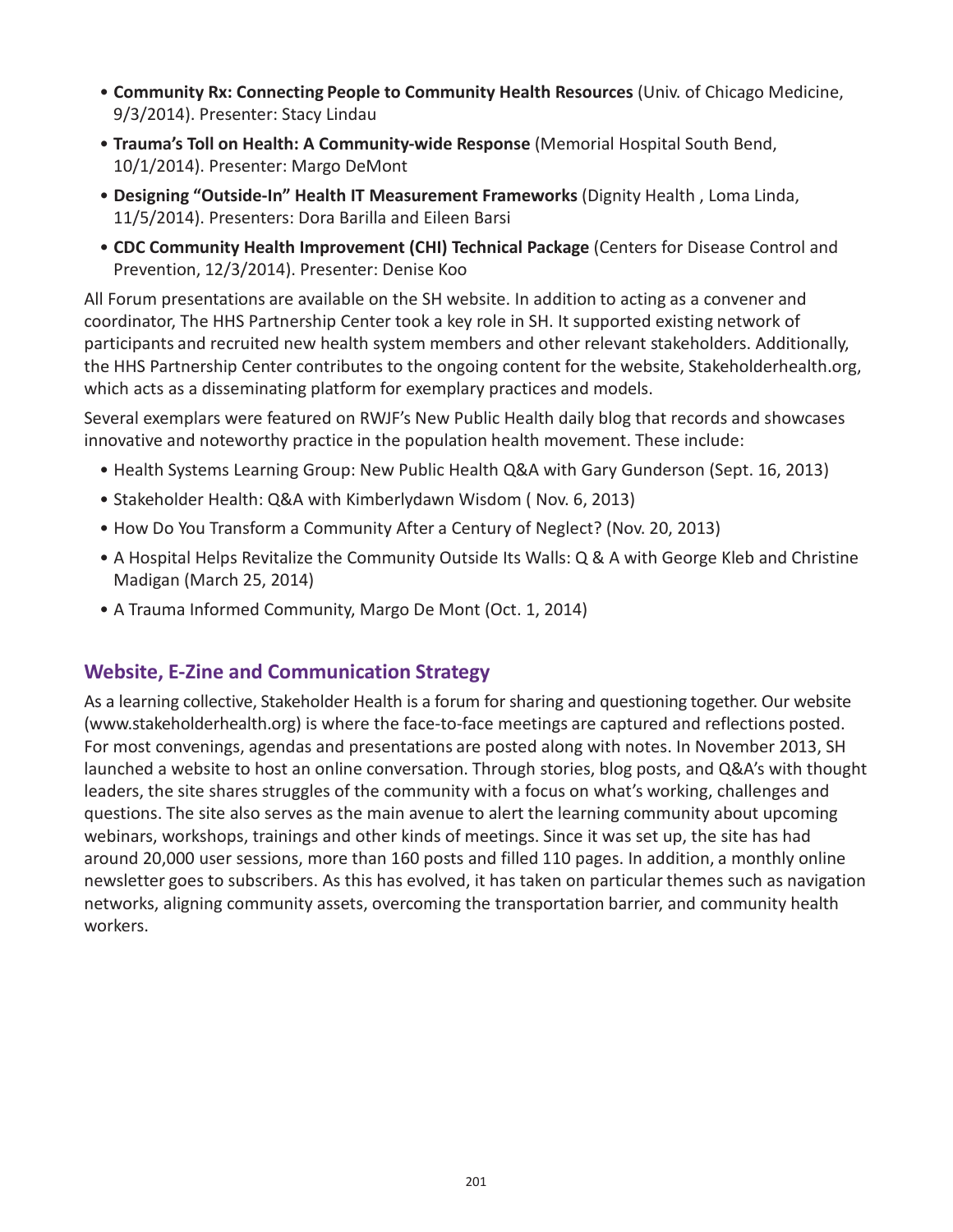- **Community Rx: Connecting People to Community Health Resources** (Univ. of Chicago Medicine, 9/3/2014). Presenter: Stacy Lindau
- **Trauma's Toll on Health: A Community-wide Response** (Memorial Hospital South Bend, 10/1/2014). Presenter: Margo DeMont
- **Designing "Outside-In" Health IT Measurement Frameworks** (Dignity Health , Loma Linda, 11/5/2014). Presenters: Dora Barilla and Eileen Barsi
- **CDC Community Health Improvement (CHI) Technical Package** (Centers for Disease Control and Prevention, 12/3/2014). Presenter: Denise Koo

All Forum presentations are available on the SH website. In addition to acting as a convener and coordinator, The HHS Partnership Center took a key role in SH. It supported existing network of participants and recruited new health system members and other relevant stakeholders. Additionally, the HHS Partnership Center contributes to the ongoing content for the website, Stakeholderhealth.org, which acts as a disseminating platform for exemplary practices and models.

Several exemplars were featured on RWJF's New Public Health daily blog that records and showcases innovative and noteworthy practice in the population health movement. These include:

- Health Systems Learning Group: New Public Health Q&A with Gary Gunderson (Sept. 16, 2013)
- Stakeholder Health: Q&A with Kimberlydawn Wisdom ( Nov. 6, 2013)
- How Do You Transform a Community After a Century of Neglect? (Nov. 20, 2013)
- A Hospital Helps Revitalize the Community Outside Its Walls: Q & A with George Kleb and Christine Madigan (March 25, 2014)
- A Trauma Informed Community, Margo De Mont (Oct. 1, 2014)

## Website, E-Zine and Communication Strategy

As a learning collective, Stakeholder Health is a forum for sharing and questioning together. Our website (www.stakeholderhealth.org) is where the face-to-face meetings are captured and reflections posted. For most convenings, agendas and presentations are posted along with notes. In November 2013, SH launched a website to host an online conversation. Through stories, blog posts, and Q&A's with thought leaders, the site shares struggles of the community with a focus on what's working, challenges and questions. The site also serves as the main avenue to alert the learning community about upcoming webinars, workshops, trainings and other kinds of meetings. Since it was set up, the site has had around 20,000 user sessions, more than 160 posts and filled 110 pages. In addition, a monthly online newsletter goes to subscribers. As this has evolved, it has taken on particular themes such as navigation networks, aligning community assets, overcoming the transportation barrier, and community health workers.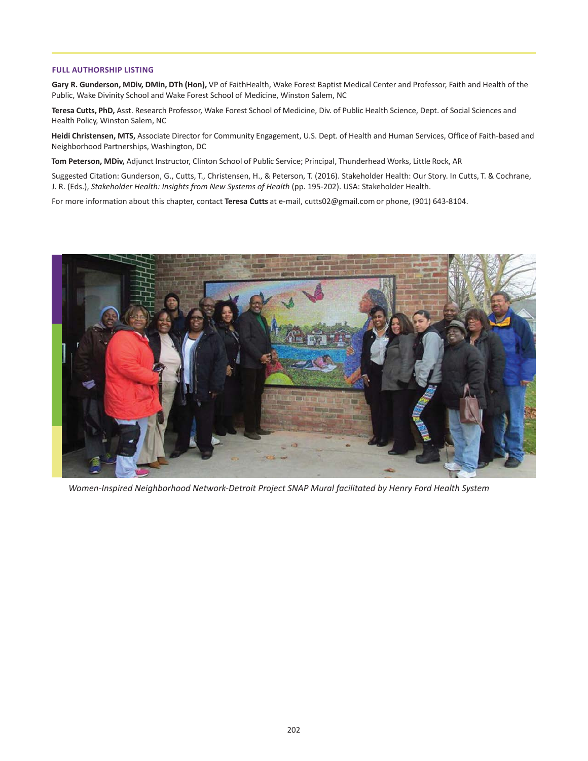#### FULL AUTHORSHIP LISTING

**Gary R. Gunderson, MDiv, DMin, DTh (Hon),** VP of FaithHealth, Wake Forest Baptist Medical Center and Professor, Faith and Health of the Public, Wake Divinity School and Wake Forest School of Medicine, Winston Salem, NC

**Teresa Cutts, PhD,** Asst. Research Professor, Wake Forest School of Medicine, Div. of Public Health Science, Dept. of Social Sciences and Health Policy, Winston Salem, NC

**Heidi Christensen, MTS,** Associate Director for Community Engagement, U.S. Dept. of Health and Human Services, Office of Faith-based and Neighborhood Partnerships, Washington, DC

**Tom Peterson, MDiv,** Adjunct Instructor, Clinton School of Public Service; Principal, Thunderhead Works, Little Rock, AR

Suggested Citation: Gunderson, G., Cutts, T., Christensen, H., & Peterson, T. (2016). Stakeholder Health: Our Story. In Cutts, T. & Cochrane, J. R. (Eds.), *Stakeholder Health: Insights from New Systems of Health* (pp. 195-202). USA: Stakeholder Health.

For more information about this chapter, contact **Teresa Cutts** at e-mail, cutts02@gmail.com or phone, (901) 643-8104.

*Women-Inspired Neighborhood Network-Detroit Project SNAP Mural facilitated by Henry Ford Health System*